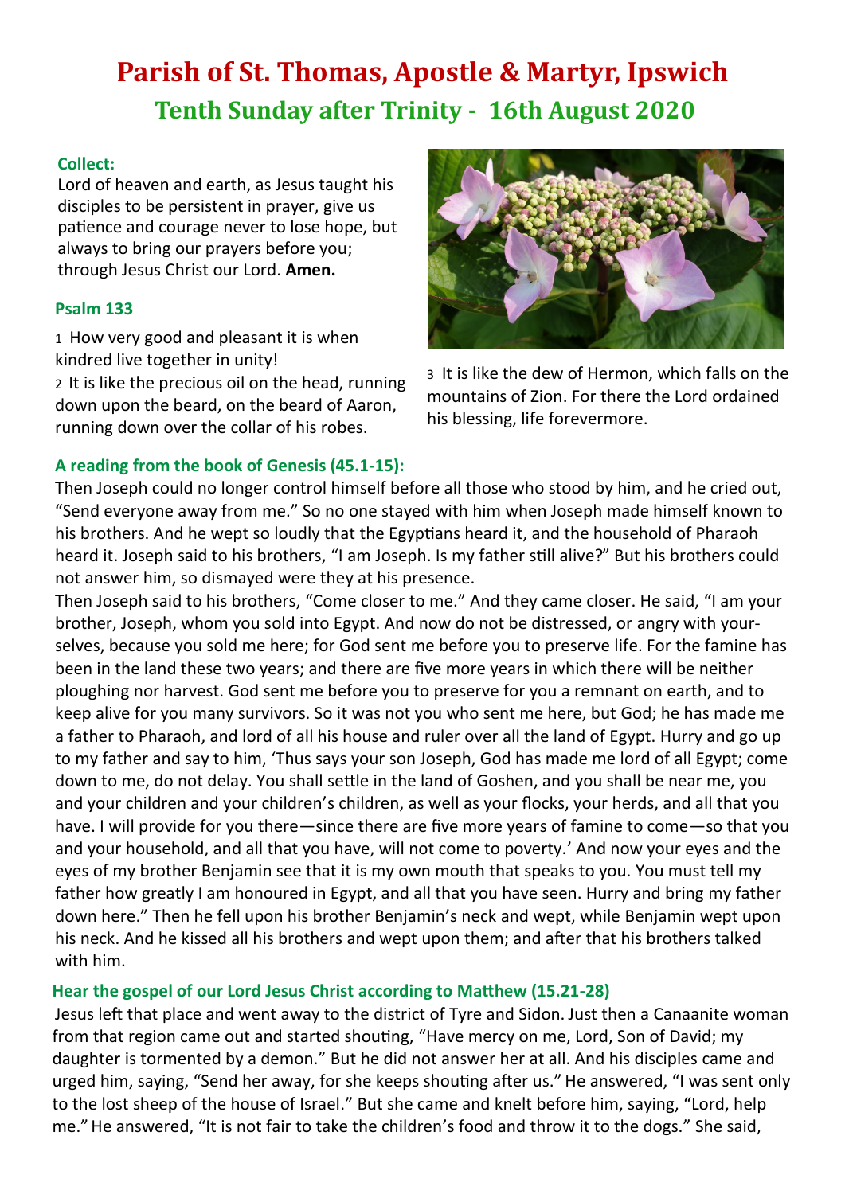# Parish of St. Thomas, Apostle & Martyr, Ipswich

## Tenth Sunday after Trinity - 16th August 2020

### Collect:

Lord of heaven and earth, as Jesus taught his disciples to be persistent in prayer, give us patience and courage never to lose hope, but always to bring our prayers before you; through Jesus Christ our Lord. **Amen.**

### Psalm 133

1 How very good and pleasant it is when kindred live together in unity!
2 It is like the precious oil on the head, running down upon the beard, on the beard of Aaron, running down over the collar of his robes.
3 It is like the dew of Hermon, which falls on the mountains of Zion. For there the Lord ordained his blessing, life forevermore.

### A reading from the book of Genesis (45.1-15):

Then Joseph could no longer control himself before all those who stood by him, and he cried out, "Send everyone away from me." So no one stayed with him when Joseph made himself known to his brothers. And he wept so loudly that the Egyptians heard it, and the household of Pharaoh heard it. Joseph said to his brothers, "I am Joseph. Is my father still alive?" But his brothers could not answer him, so dismayed were they at his presence.
Then Joseph said to his brothers, "Come closer to me." And they came closer. He said, "I am your brother, Joseph, whom you sold into Egypt. And now do not be distressed, or angry with yourselves, because you sold me here; for God sent me before you to preserve life. For the famine has been in the land these two years; and there are five more years in which there will be neither ploughing nor harvest. God sent me before you to preserve for you a remnant on earth, and to keep alive for you many survivors. So it was not you who sent me here, but God; he has made me a father to Pharaoh, and lord of all his house and ruler over all the land of Egypt. Hurry and go up to my father and say to him, 'Thus says your son Joseph, God has made me lord of all Egypt; come down to me, do not delay. You shall settle in the land of Goshen, and you shall be near me, you and your children and your children's children, as well as your flocks, your herds, and all that you have. I will provide for you there—since there are five more years of famine to come—so that you and your household, and all that you have, will not come to poverty.' And now your eyes and the eyes of my brother Benjamin see that it is my own mouth that speaks to you. You must tell my father how greatly I am honoured in Egypt, and all that you have seen. Hurry and bring my father down here." Then he fell upon his brother Benjamin's neck and wept, while Benjamin wept upon his neck. And he kissed all his brothers and wept upon them; and after that his brothers talked with him.

### Hear the gospel of our Lord Jesus Christ according to Matthew (15.21-28)

Jesus left that place and went away to the district of Tyre and Sidon. Just then a Canaanite woman from that region came out and started shouting, "Have mercy on me, Lord, Son of David; my daughter is tormented by a demon." But he did not answer her at all. And his disciples came and urged him, saying, "Send her away, for she keeps shouting after us." He answered, "I was sent only to the lost sheep of the house of Israel." But she came and knelt before him, saying, "Lord, help me." He answered, "It is not fair to take the children's food and throw it to the dogs." She said,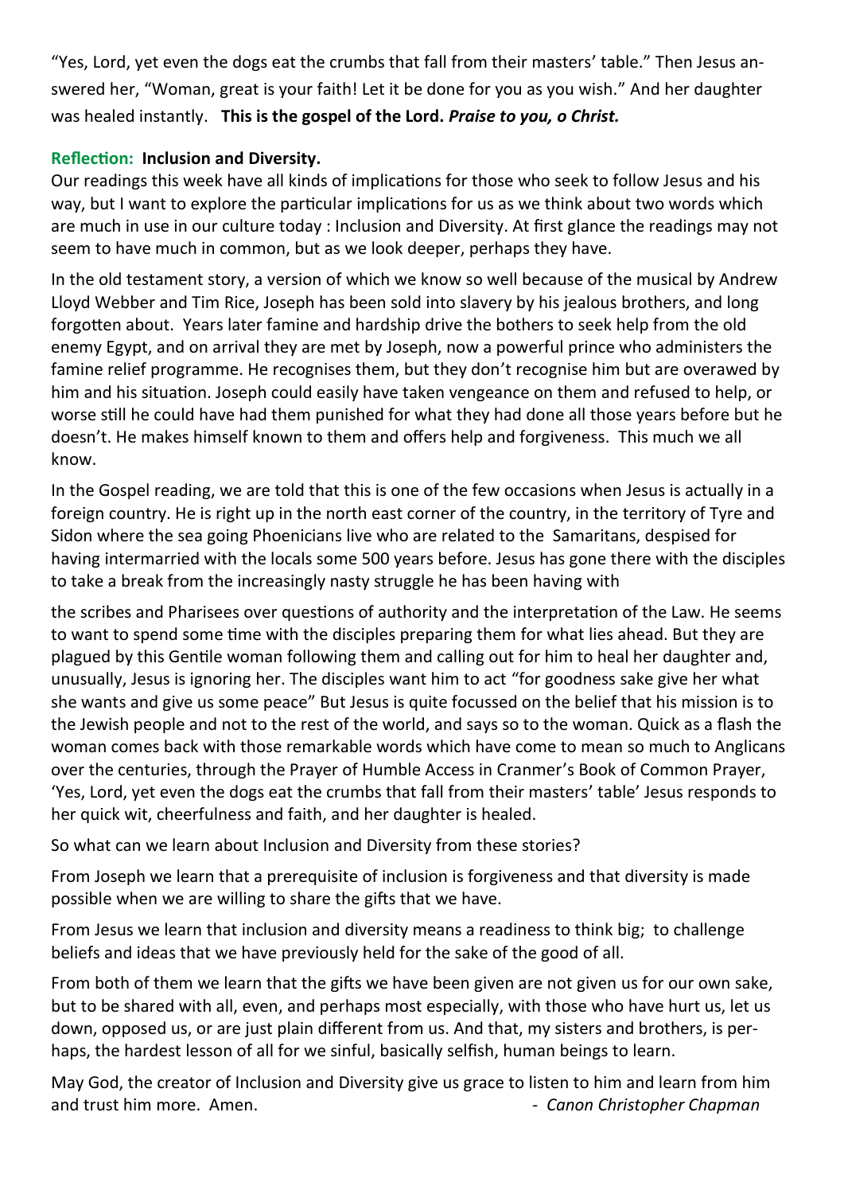"Yes, Lord, yet even the dogs eat the crumbs that fall from their masters' table." Then Jesus answered her, "Woman, great is your faith! Let it be done for you as you wish." And her daughter was healed instantly. **This is the gospel of the Lord.** ***Praise to you, o Christ.***

**Reflection: Inclusion and Diversity.**

Our readings this week have all kinds of implications for those who seek to follow Jesus and his way, but I want to explore the particular implications for us as we think about two words which are much in use in our culture today : Inclusion and Diversity. At first glance the readings may not seem to have much in common, but as we look deeper, perhaps they have.

In the old testament story, a version of which we know so well because of the musical by Andrew Lloyd Webber and Tim Rice, Joseph has been sold into slavery by his jealous brothers, and long forgotten about. Years later famine and hardship drive the bothers to seek help from the old enemy Egypt, and on arrival they are met by Joseph, now a powerful prince who administers the famine relief programme. He recognises them, but they don't recognise him but are overawed by him and his situation. Joseph could easily have taken vengeance on them and refused to help, or worse still he could have had them punished for what they had done all those years before but he doesn't. He makes himself known to them and offers help and forgiveness. This much we all know.

In the Gospel reading, we are told that this is one of the few occasions when Jesus is actually in a foreign country. He is right up in the north east corner of the country, in the territory of Tyre and Sidon where the sea going Phoenicians live who are related to the Samaritans, despised for having intermarried with the locals some 500 years before. Jesus has gone there with the disciples to take a break from the increasingly nasty struggle he has been having with

the scribes and Pharisees over questions of authority and the interpretation of the Law. He seems to want to spend some time with the disciples preparing them for what lies ahead. But they are plagued by this Gentile woman following them and calling out for him to heal her daughter and, unusually, Jesus is ignoring her. The disciples want him to act "for goodness sake give her what she wants and give us some peace" But Jesus is quite focussed on the belief that his mission is to the Jewish people and not to the rest of the world, and says so to the woman. Quick as a flash the woman comes back with those remarkable words which have come to mean so much to Anglicans over the centuries, through the Prayer of Humble Access in Cranmer's Book of Common Prayer, 'Yes, Lord, yet even the dogs eat the crumbs that fall from their masters' table' Jesus responds to her quick wit, cheerfulness and faith, and her daughter is healed.

So what can we learn about Inclusion and Diversity from these stories?

From Joseph we learn that a prerequisite of inclusion is forgiveness and that diversity is made possible when we are willing to share the gifts that we have.

From Jesus we learn that inclusion and diversity means a readiness to think big; to challenge beliefs and ideas that we have previously held for the sake of the good of all.

From both of them we learn that the gifts we have been given are not given us for our own sake, but to be shared with all, even, and perhaps most especially, with those who have hurt us, let us down, opposed us, or are just plain different from us. And that, my sisters and brothers, is perhaps, the hardest lesson of all for we sinful, basically selfish, human beings to learn.

May God, the creator of Inclusion and Diversity give us grace to listen to him and learn from him and trust him more. Amen.

*- Canon Christopher Chapman*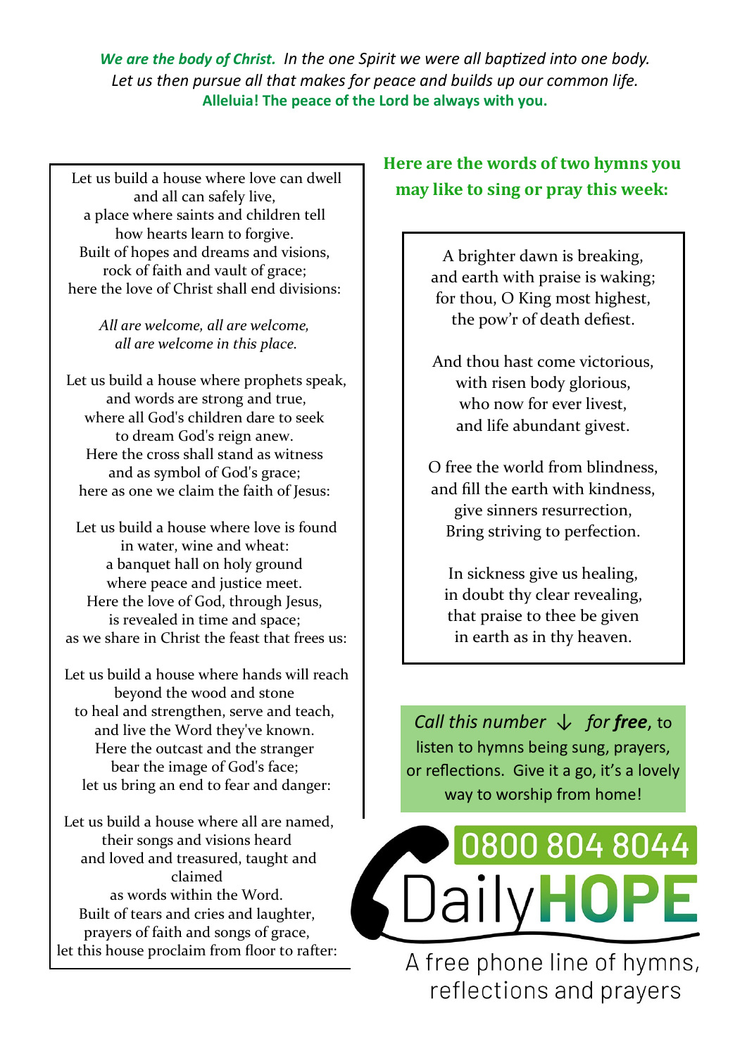***We are the body of Christ.*** *In the one Spirit we were all baptized into one body.*
*Let us then pursue all that makes for peace and builds up our common life.*
**Alleluia! The peace of the Lord be always with you.**

Let us build a house where love can dwell
and all can safely live,
a place where saints and children tell
how hearts learn to forgive.
Built of hopes and dreams and visions,
rock of faith and vault of grace;
here the love of Christ shall end divisions:

*All are welcome, all are welcome,*
*all are welcome in this place.*

Let us build a house where prophets speak,
and words are strong and true,
where all God's children dare to seek
to dream God's reign anew.
Here the cross shall stand as witness
and as symbol of God's grace;
here as one we claim the faith of Jesus:

Let us build a house where love is found
in water, wine and wheat:
a banquet hall on holy ground
where peace and justice meet.
Here the love of God, through Jesus,
is revealed in time and space;
as we share in Christ the feast that frees us:

Let us build a house where hands will reach
beyond the wood and stone
to heal and strengthen, serve and teach,
and live the Word they've known.
Here the outcast and the stranger
bear the image of God's face;
let us bring an end to fear and danger:

Let us build a house where all are named,
their songs and visions heard
and loved and treasured, taught and claimed
as words within the Word.
Built of tears and cries and laughter,
prayers of faith and songs of grace,
let this house proclaim from floor to rafter:

## Here are the words of two hymns you may like to sing or pray this week:

A brighter dawn is breaking,
and earth with praise is waking;
for thou, O King most highest,
the pow'r of death defiest.

And thou hast come victorious,
with risen body glorious,
who now for ever livest,
and life abundant givest.

O free the world from blindness,
and fill the earth with kindness,
give sinners resurrection,
Bring striving to perfection.

In sickness give us healing,
in doubt thy clear revealing,
that praise to thee be given
in earth as in thy heaven.

*Call this number ↓ for* ***free***, to listen to hymns being sung, prayers, or reflections. Give it a go, it's a lovely way to worship from home!

**0800 804 8044**

**Daily HOPE**

A free phone line of hymns, reflections and prayers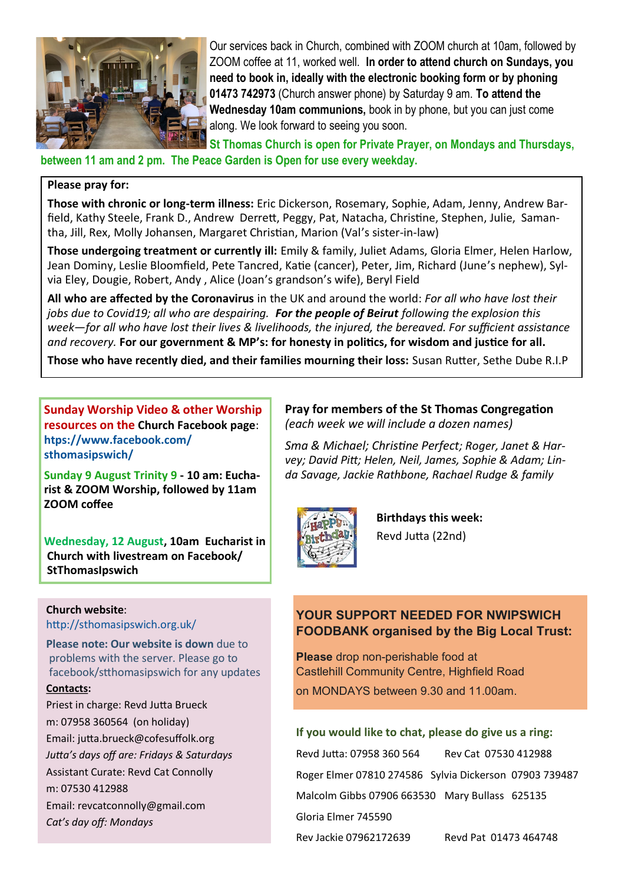Our services back in Church, combined with ZOOM church at 10am, followed by ZOOM coffee at 11, worked well. **In order to attend church on Sundays, you need to book in, ideally with the electronic booking form or by phoning 01473 742973** (Church answer phone) by Saturday 9 am. **To attend the Wednesday 10am communions,** book in by phone, but you can just come along. We look forward to seeing you soon.

**St Thomas Church is open for Private Prayer, on Mondays and Thursdays, between 11 am and 2 pm. The Peace Garden is Open for use every weekday.**

**Please pray for:**

**Those with chronic or long-term illness:** Eric Dickerson, Rosemary, Sophie, Adam, Jenny, Andrew Barfield, Kathy Steele, Frank D., Andrew Derrett, Peggy, Pat, Natacha, Christine, Stephen, Julie, Samantha, Jill, Rex, Molly Johansen, Margaret Christian, Marion (Val's sister-in-law)

**Those undergoing treatment or currently ill:** Emily & family, Juliet Adams, Gloria Elmer, Helen Harlow, Jean Dominy, Leslie Bloomfield, Pete Tancred, Katie (cancer), Peter, Jim, Richard (June's nephew), Sylvia Eley, Dougie, Robert, Andy , Alice (Joan's grandson's wife), Beryl Field

**All who are affected by the Coronavirus** in the UK and around the world: *For all who have lost their jobs due to Covid19; all who are despairing.* ***For the people of Beirut*** *following the explosion this week—for all who have lost their lives & livelihoods, the injured, the bereaved. For sufficient assistance and recovery.* **For our government & MP's: for honesty in politics, for wisdom and justice for all.**

**Those who have recently died, and their families mourning their loss:** Susan Rutter, Sethe Dube R.I.P

**Sunday Worship Video & other Worship resources on the Church Facebook page**: **htps://www.facebook.com/sthomasipswich/**

**Sunday 9 August Trinity 9 - 10 am: Eucharist & ZOOM Worship, followed by 11am ZOOM coffee**

**Wednesday, 12 August, 10am Eucharist in Church with livestream on Facebook/StThomasIpswich**

**Pray for members of the St Thomas Congregation**
*(each week we will include a dozen names)*

*Sma & Michael; Christine Perfect; Roger, Janet & Harvey; David Pitt; Helen, Neil, James, Sophie & Adam; Linda Savage, Jackie Rathbone, Rachael Rudge & family*

**Birthdays this week:**
Revd Jutta (22nd)

**Church website**:
http://sthomasipswich.org.uk/

**Please note: Our website is down** due to problems with the server. Please go to facebook/stthomasipswich for any updates

**Contacts**:

Priest in charge: Revd Jutta Brueck
m: 07958 360564 (on holiday)
Email: jutta.brueck@cofesuffolk.org
*Jutta's days off are: Fridays & Saturdays*
Assistant Curate: Revd Cat Connolly
m: 07530 412988
Email: revcatconnolly@gmail.com
*Cat's day off: Mondays*

**YOUR SUPPORT NEEDED FOR NWIPSWICH FOODBANK organised by the Big Local Trust:**

**Please** drop non-perishable food at Castlehill Community Centre, Highfield Road on MONDAYS between 9.30 and 11.00am.

**If you would like to chat, please do give us a ring:**

Revd Jutta: 07958 360 564 Rev Cat 07530 412988
Roger Elmer 07810 274586 Sylvia Dickerson 07903 739487
Malcolm Gibbs 07906 663530 Mary Bullass 625135
Gloria Elmer 745590
Rev Jackie 07962172639 Revd Pat 01473 464748